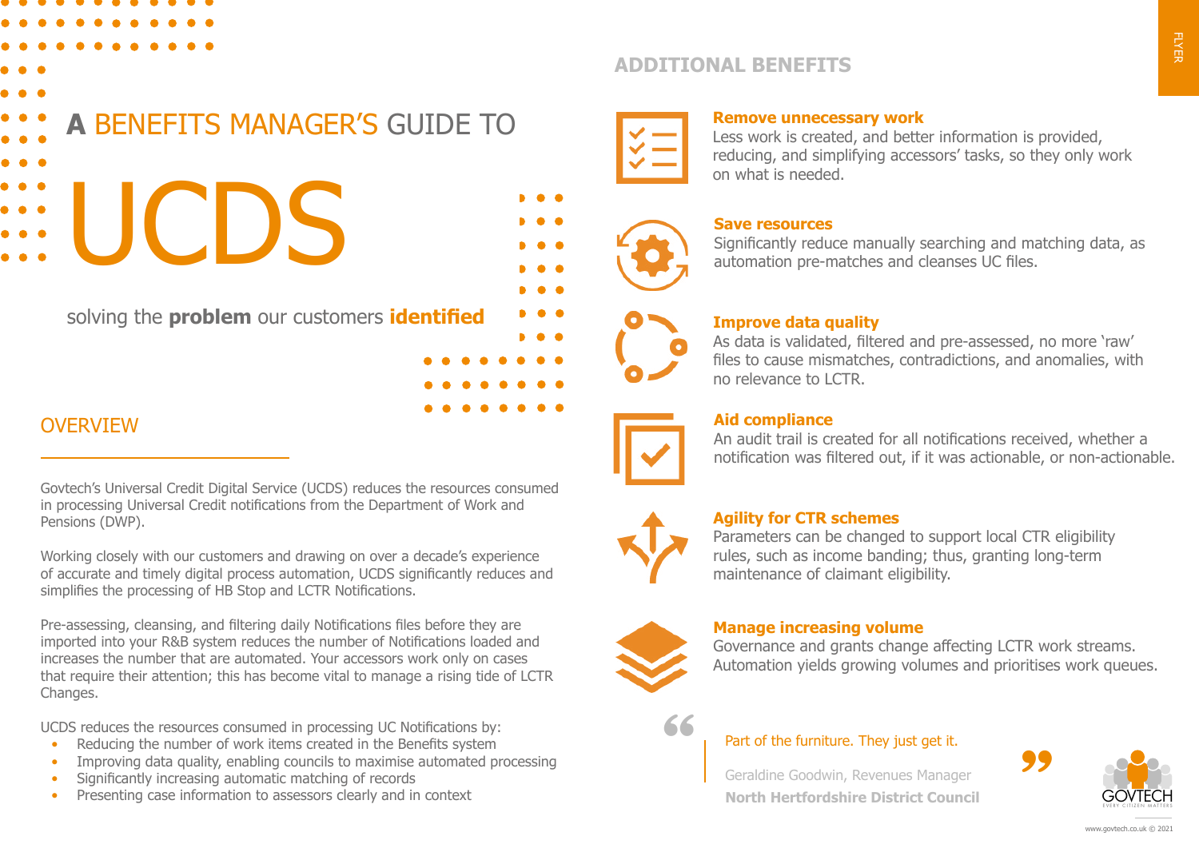# A BENEFITS MANAGER'S GUIDE TO UCDS

solving the **problem** our customers **identified**

## OVERVIEW

Govtech's Universal Credit Digital Service (UCDS) reduces the resources consumed in processing Universal Credit notifications from the Department of Work and Pensions (DWP).

Working closely with our customers and drawing on over a decade's experience of accurate and timely digital process automation, UCDS significantly reduces and simplifies the processing of HB Stop and LCTR Notifications.

Pre-assessing, cleansing, and filtering daily Notifications files before they are imported into your R&B system reduces the number of Notifications loaded and increases the number that are automated. Your accessors work only on cases that require their attention; this has become vital to manage a rising tide of LCTR Changes.

UCDS reduces the resources consumed in processing UC Notifications by:

- Reducing the number of work items created in the Benefits system
- Improving data quality, enabling councils to maximise automated processing
- Significantly increasing automatic matching of records
- Presenting case information to assessors clearly and in context

## ADDITIONAL BENEFITS

**Remove unnecessary work**
Less work is created, and better information is provided, reducing, and simplifying accessors' tasks, so they only work on what is needed.

**Save resources**
Significantly reduce manually searching and matching data, as automation pre-matches and cleanses UC files.

**Improve data quality**
As data is validated, filtered and pre-assessed, no more 'raw' files to cause mismatches, contradictions, and anomalies, with no relevance to LCTR.

**Aid compliance**
An audit trail is created for all notifications received, whether a notification was filtered out, if it was actionable, or non-actionable.

**Agility for CTR schemes**
Parameters can be changed to support local CTR eligibility rules, such as income banding; thus, granting long-term maintenance of claimant eligibility.

**Manage increasing volume**
Governance and grants change affecting LCTR work streams. Automation yields growing volumes and prioritises work queues.

> "Part of the furniture. They just get it."
>
> Geraldine Goodwin, Revenues Manager
> **North Hertfordshire District Council**

GOVTECH — EVERY CITIZEN MATTERS

www.govtech.co.uk © 2021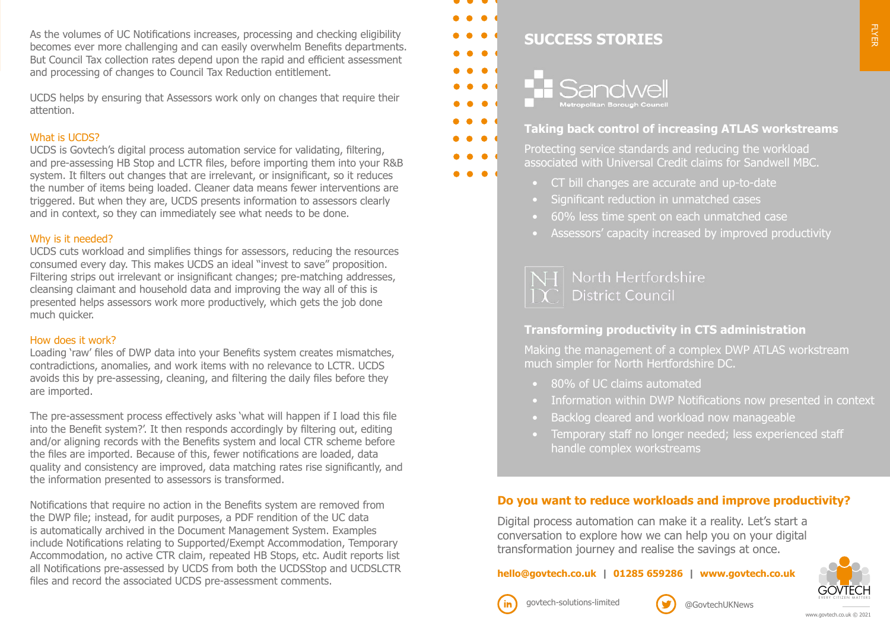As the volumes of UC Notifications increases, processing and checking eligibility becomes ever more challenging and can easily overwhelm Benefits departments. But Council Tax collection rates depend upon the rapid and efficient assessment and processing of changes to Council Tax Reduction entitlement.

UCDS helps by ensuring that Assessors work only on changes that require their attention.

### What is UCDS?

UCDS is Govtech's digital process automation service for validating, filtering, and pre-assessing HB Stop and LCTR files, before importing them into your R&B system. It filters out changes that are irrelevant, or insignificant, so it reduces the number of items being loaded. Cleaner data means fewer interventions are triggered. But when they are, UCDS presents information to assessors clearly and in context, so they can immediately see what needs to be done.

### Why is it needed?

UCDS cuts workload and simplifies things for assessors, reducing the resources consumed every day. This makes UCDS an ideal "invest to save" proposition. Filtering strips out irrelevant or insignificant changes; pre-matching addresses, cleansing claimant and household data and improving the way all of this is presented helps assessors work more productively, which gets the job done much quicker.

### How does it work?

Loading 'raw' files of DWP data into your Benefits system creates mismatches, contradictions, anomalies, and work items with no relevance to LCTR. UCDS avoids this by pre-assessing, cleaning, and filtering the daily files before they are imported.

The pre-assessment process effectively asks 'what will happen if I load this file into the Benefit system?'. It then responds accordingly by filtering out, editing and/or aligning records with the Benefits system and local CTR scheme before the files are imported. Because of this, fewer notifications are loaded, data quality and consistency are improved, data matching rates rise significantly, and the information presented to assessors is transformed.

Notifications that require no action in the Benefits system are removed from the DWP file; instead, for audit purposes, a PDF rendition of the UC data is automatically archived in the Document Management System. Examples include Notifications relating to Supported/Exempt Accommodation, Temporary Accommodation, no active CTR claim, repeated HB Stops, etc. Audit reports list all Notifications pre-assessed by UCDS from both the UCDSStop and UCDSLCTR files and record the associated UCDS pre-assessment comments.

## SUCCESS STORIES

Sandwell Metropolitan Borough Council

### Taking back control of increasing ATLAS workstreams

Protecting service standards and reducing the workload associated with Universal Credit claims for Sandwell MBC.

- CT bill changes are accurate and up-to-date
- Significant reduction in unmatched cases
- 60% less time spent on each unmatched case
- Assessors' capacity increased by improved productivity

North Hertfordshire District Council

### Transforming productivity in CTS administration

Making the management of a complex DWP ATLAS workstream much simpler for North Hertfordshire DC.

- 80% of UC claims automated
- Information within DWP Notifications now presented in context
- Backlog cleared and workload now manageable
- Temporary staff no longer needed; less experienced staff handle complex workstreams

### Do you want to reduce workloads and improve productivity?

Digital process automation can make it a reality. Let's start a conversation to explore how we can help you on your digital transformation journey and realise the savings at once.

**hello@govtech.co.uk | 01285 659286 | www.govtech.co.uk**

govtech-solutions-limited

@GovtechUKNews

GOVTECH EVERY CITIZEN MATTERS

www.govtech.co.uk © 2021